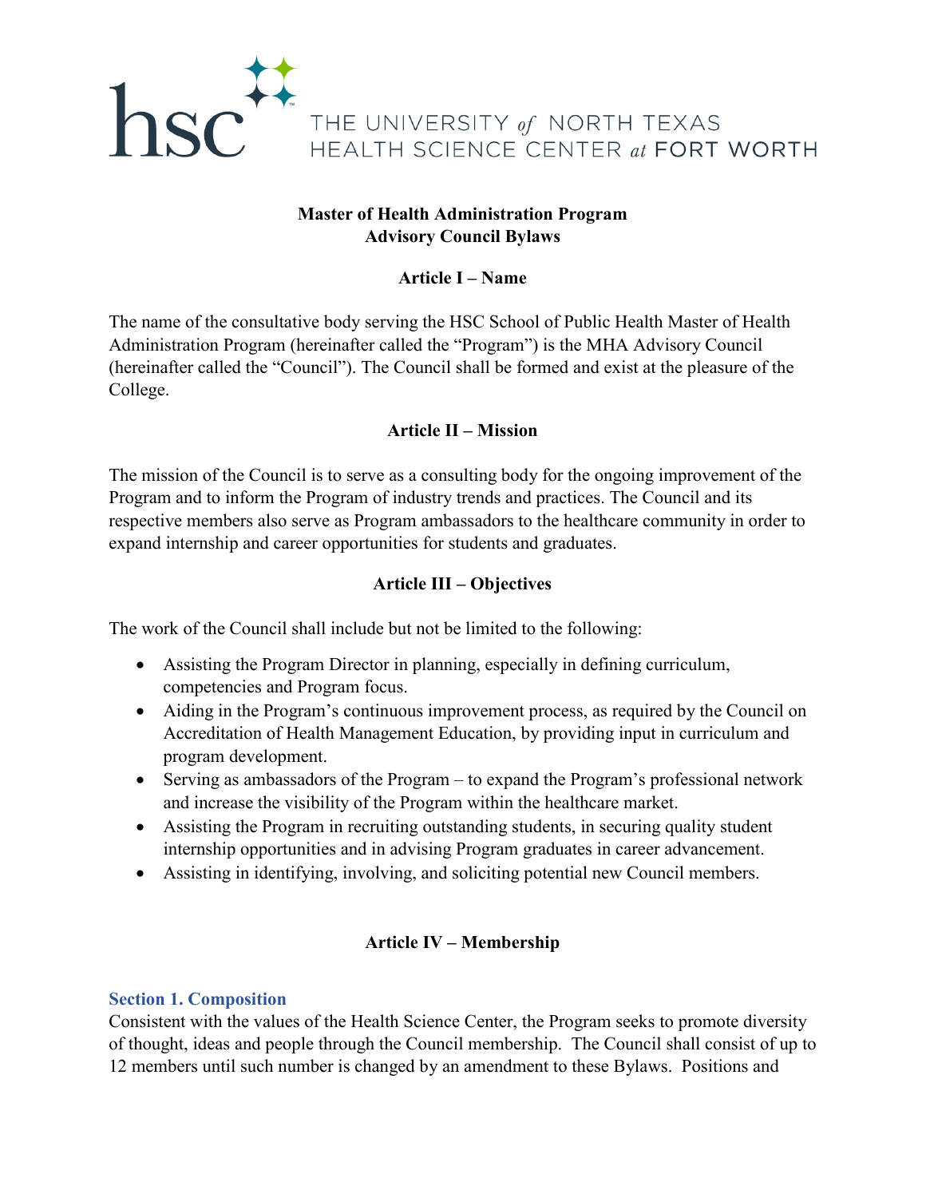THE UNIVERSITY *of* NORTH TEXAS HEALTH SCIENCE CENTER *at* FORT WORTH

# Master of Health Administration Program Advisory Council Bylaws

## Article I – Name

The name of the consultative body serving the HSC School of Public Health Master of Health Administration Program (hereinafter called the "Program") is the MHA Advisory Council (hereinafter called the "Council"). The Council shall be formed and exist at the pleasure of the College.

## Article II – Mission

The mission of the Council is to serve as a consulting body for the ongoing improvement of the Program and to inform the Program of industry trends and practices. The Council and its respective members also serve as Program ambassadors to the healthcare community in order to expand internship and career opportunities for students and graduates.

## Article III – Objectives

The work of the Council shall include but not be limited to the following:

- Assisting the Program Director in planning, especially in defining curriculum, competencies and Program focus.
- Aiding in the Program's continuous improvement process, as required by the Council on Accreditation of Health Management Education, by providing input in curriculum and program development.
- Serving as ambassadors of the Program – to expand the Program's professional network and increase the visibility of the Program within the healthcare market.
- Assisting the Program in recruiting outstanding students, in securing quality student internship opportunities and in advising Program graduates in career advancement.
- Assisting in identifying, involving, and soliciting potential new Council members.

## Article IV – Membership

### Section 1. Composition

Consistent with the values of the Health Science Center, the Program seeks to promote diversity of thought, ideas and people through the Council membership. The Council shall consist of up to 12 members until such number is changed by an amendment to these Bylaws. Positions and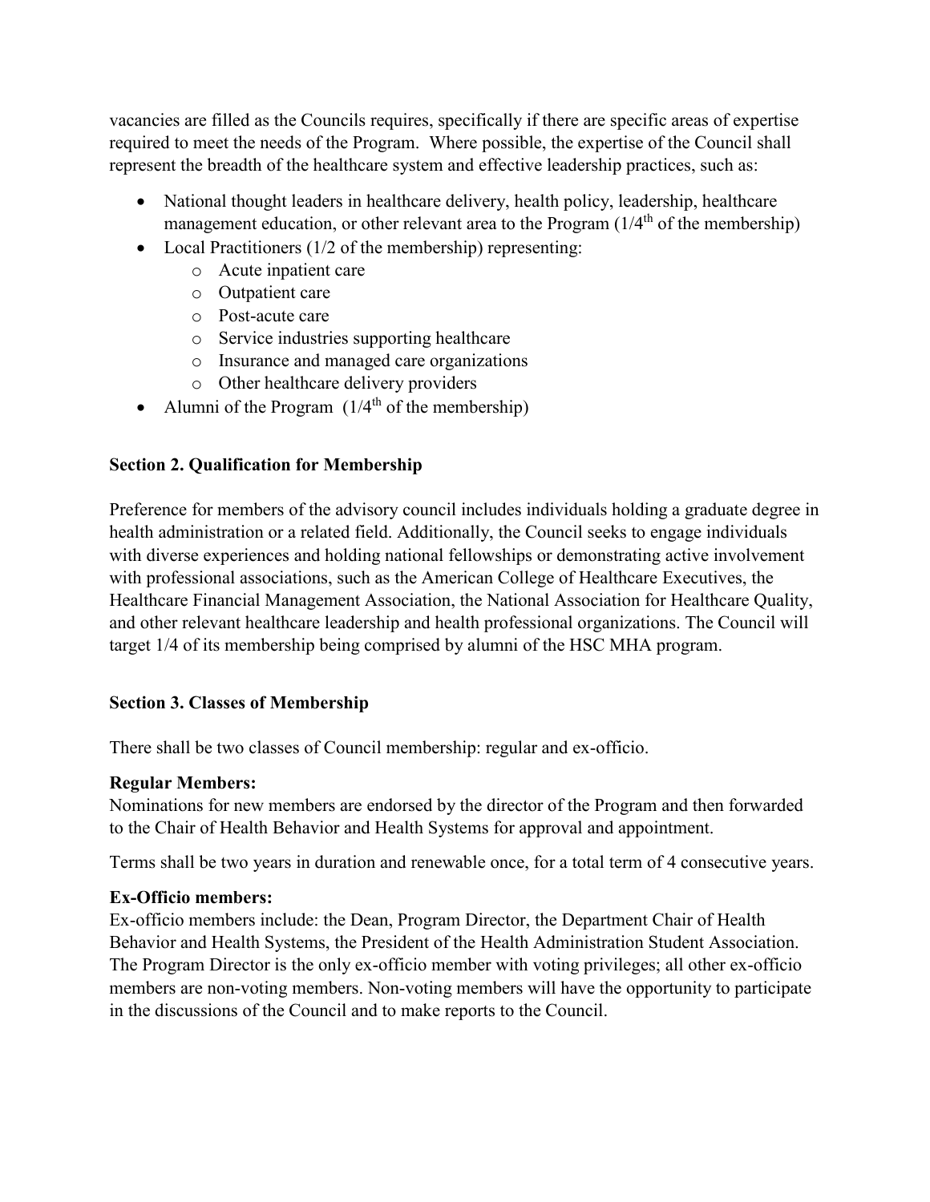vacancies are filled as the Councils requires, specifically if there are specific areas of expertise required to meet the needs of the Program. Where possible, the expertise of the Council shall represent the breadth of the healthcare system and effective leadership practices, such as:

- National thought leaders in healthcare delivery, health policy, leadership, healthcare management education, or other relevant area to the Program (1/4th of the membership)
- Local Practitioners (1/2 of the membership) representing:
  - Acute inpatient care
  - Outpatient care
  - Post-acute care
  - Service industries supporting healthcare
  - Insurance and managed care organizations
  - Other healthcare delivery providers
- Alumni of the Program (1/4th of the membership)

**Section 2. Qualification for Membership**

Preference for members of the advisory council includes individuals holding a graduate degree in health administration or a related field. Additionally, the Council seeks to engage individuals with diverse experiences and holding national fellowships or demonstrating active involvement with professional associations, such as the American College of Healthcare Executives, the Healthcare Financial Management Association, the National Association for Healthcare Quality, and other relevant healthcare leadership and health professional organizations. The Council will target 1/4 of its membership being comprised by alumni of the HSC MHA program.

**Section 3. Classes of Membership**

There shall be two classes of Council membership: regular and ex-officio.

**Regular Members:**
Nominations for new members are endorsed by the director of the Program and then forwarded to the Chair of Health Behavior and Health Systems for approval and appointment.

Terms shall be two years in duration and renewable once, for a total term of 4 consecutive years.

**Ex-Officio members:**
Ex-officio members include: the Dean, Program Director, the Department Chair of Health Behavior and Health Systems, the President of the Health Administration Student Association. The Program Director is the only ex-officio member with voting privileges; all other ex-officio members are non-voting members. Non-voting members will have the opportunity to participate in the discussions of the Council and to make reports to the Council.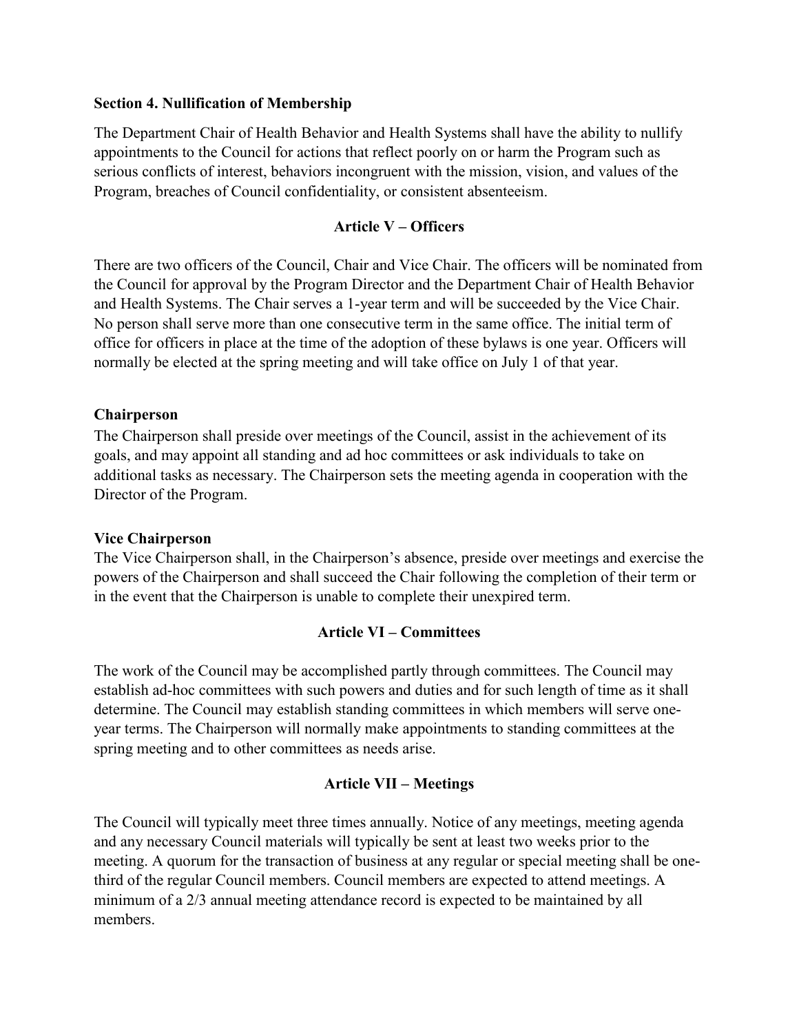**Section 4. Nullification of Membership**

The Department Chair of Health Behavior and Health Systems shall have the ability to nullify appointments to the Council for actions that reflect poorly on or harm the Program such as serious conflicts of interest, behaviors incongruent with the mission, vision, and values of the Program, breaches of Council confidentiality, or consistent absenteeism.

## Article V – Officers

There are two officers of the Council, Chair and Vice Chair. The officers will be nominated from the Council for approval by the Program Director and the Department Chair of Health Behavior and Health Systems. The Chair serves a 1-year term and will be succeeded by the Vice Chair. No person shall serve more than one consecutive term in the same office. The initial term of office for officers in place at the time of the adoption of these bylaws is one year. Officers will normally be elected at the spring meeting and will take office on July 1 of that year.

**Chairperson**

The Chairperson shall preside over meetings of the Council, assist in the achievement of its goals, and may appoint all standing and ad hoc committees or ask individuals to take on additional tasks as necessary. The Chairperson sets the meeting agenda in cooperation with the Director of the Program.

**Vice Chairperson**

The Vice Chairperson shall, in the Chairperson's absence, preside over meetings and exercise the powers of the Chairperson and shall succeed the Chair following the completion of their term or in the event that the Chairperson is unable to complete their unexpired term.

## Article VI – Committees

The work of the Council may be accomplished partly through committees. The Council may establish ad-hoc committees with such powers and duties and for such length of time as it shall determine. The Council may establish standing committees in which members will serve one-year terms. The Chairperson will normally make appointments to standing committees at the spring meeting and to other committees as needs arise.

## Article VII – Meetings

The Council will typically meet three times annually. Notice of any meetings, meeting agenda and any necessary Council materials will typically be sent at least two weeks prior to the meeting. A quorum for the transaction of business at any regular or special meeting shall be one-third of the regular Council members. Council members are expected to attend meetings. A minimum of a 2/3 annual meeting attendance record is expected to be maintained by all members.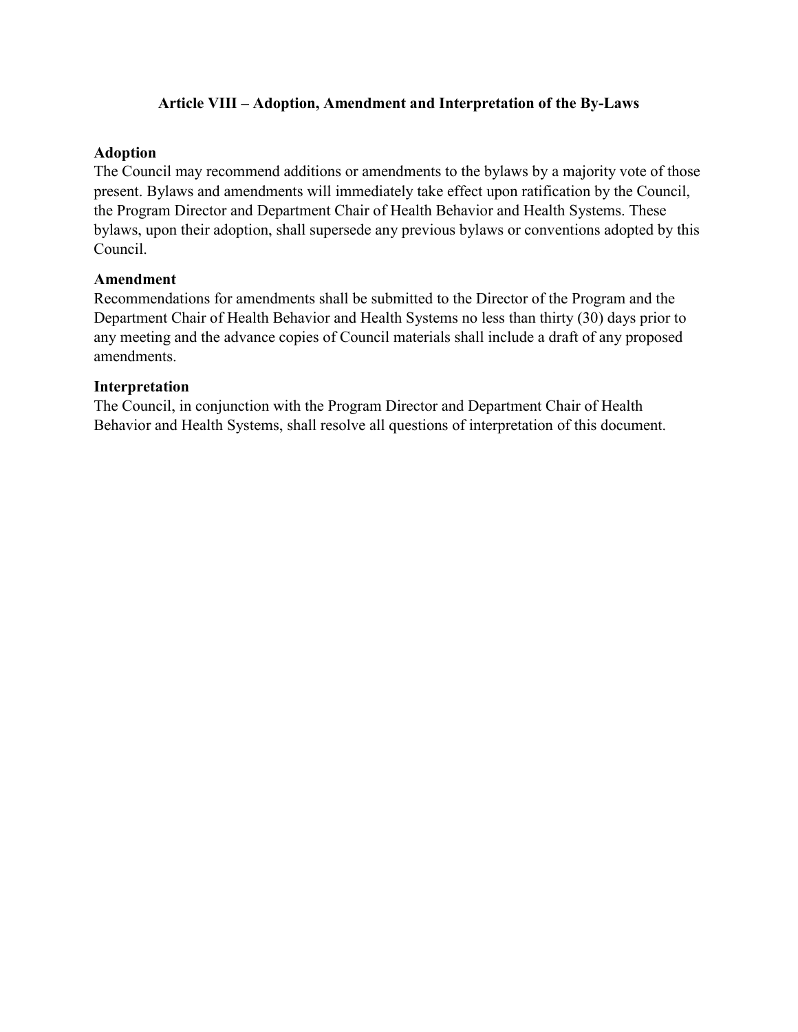## Article VIII – Adoption, Amendment and Interpretation of the By-Laws

### Adoption

The Council may recommend additions or amendments to the bylaws by a majority vote of those present. Bylaws and amendments will immediately take effect upon ratification by the Council, the Program Director and Department Chair of Health Behavior and Health Systems. These bylaws, upon their adoption, shall supersede any previous bylaws or conventions adopted by this Council.

### Amendment

Recommendations for amendments shall be submitted to the Director of the Program and the Department Chair of Health Behavior and Health Systems no less than thirty (30) days prior to any meeting and the advance copies of Council materials shall include a draft of any proposed amendments.

### Interpretation

The Council, in conjunction with the Program Director and Department Chair of Health Behavior and Health Systems, shall resolve all questions of interpretation of this document.